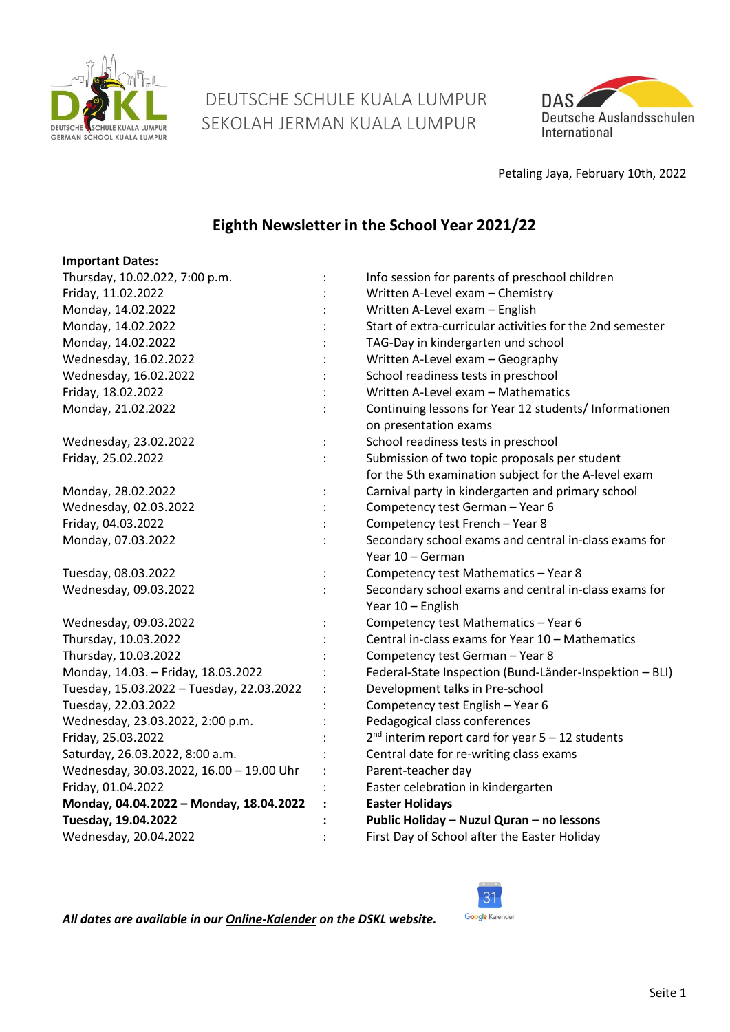DEUTSCHE SCHULE KUALA LUMPUR
SEKOLAH JERMAN KUALA LUMPUR

Petaling Jaya, February 10th, 2022

# Eighth Newsletter in the School Year 2021/22

**Important Dates:**

| | | |
|---|---|---|
| Thursday, 10.02.022, 7:00 p.m. | : | Info session for parents of preschool children |
| Friday, 11.02.2022 | : | Written A-Level exam – Chemistry |
| Monday, 14.02.2022 | : | Written A-Level exam – English |
| Monday, 14.02.2022 | : | Start of extra-curricular activities for the 2nd semester |
| Monday, 14.02.2022 | : | TAG-Day in kindergarten und school |
| Wednesday, 16.02.2022 | : | Written A-Level exam – Geography |
| Wednesday, 16.02.2022 | : | School readiness tests in preschool |
| Friday, 18.02.2022 | : | Written A-Level exam – Mathematics |
| Monday, 21.02.2022 | : | Continuing lessons for Year 12 students/ Informationen on presentation exams |
| Wednesday, 23.02.2022 | : | School readiness tests in preschool |
| Friday, 25.02.2022 | : | Submission of two topic proposals per student for the 5th examination subject for the A-level exam |
| Monday, 28.02.2022 | : | Carnival party in kindergarten and primary school |
| Wednesday, 02.03.2022 | : | Competency test German – Year 6 |
| Friday, 04.03.2022 | : | Competency test French – Year 8 |
| Monday, 07.03.2022 | : | Secondary school exams and central in-class exams for Year 10 – German |
| Tuesday, 08.03.2022 | : | Competency test Mathematics – Year 8 |
| Wednesday, 09.03.2022 | : | Secondary school exams and central in-class exams for Year 10 – English |
| Wednesday, 09.03.2022 | : | Competency test Mathematics – Year 6 |
| Thursday, 10.03.2022 | : | Central in-class exams for Year 10 – Mathematics |
| Thursday, 10.03.2022 | : | Competency test German – Year 8 |
| Monday, 14.03. – Friday, 18.03.2022 | : | Federal-State Inspection (Bund-Länder-Inspektion – BLI) |
| Tuesday, 15.03.2022 – Tuesday, 22.03.2022 | : | Development talks in Pre-school |
| Tuesday, 22.03.2022 | : | Competency test English – Year 6 |
| Wednesday, 23.03.2022, 2:00 p.m. | : | Pedagogical class conferences |
| Friday, 25.03.2022 | : | 2nd interim report card for year 5 – 12 students |
| Saturday, 26.03.2022, 8:00 a.m. | : | Central date for re-writing class exams |
| Wednesday, 30.03.2022, 16.00 – 19.00 Uhr | : | Parent-teacher day |
| Friday, 01.04.2022 | : | Easter celebration in kindergarten |
| **Monday, 04.04.2022 – Monday, 18.04.2022** | **:** | **Easter Holidays** |
| **Tuesday, 19.04.2022** | **:** | **Public Holiday – Nuzul Quran – no lessons** |
| Wednesday, 20.04.2022 | : | First Day of School after the Easter Holiday |

***All dates are available in our Online-Kalender on the DSKL website.***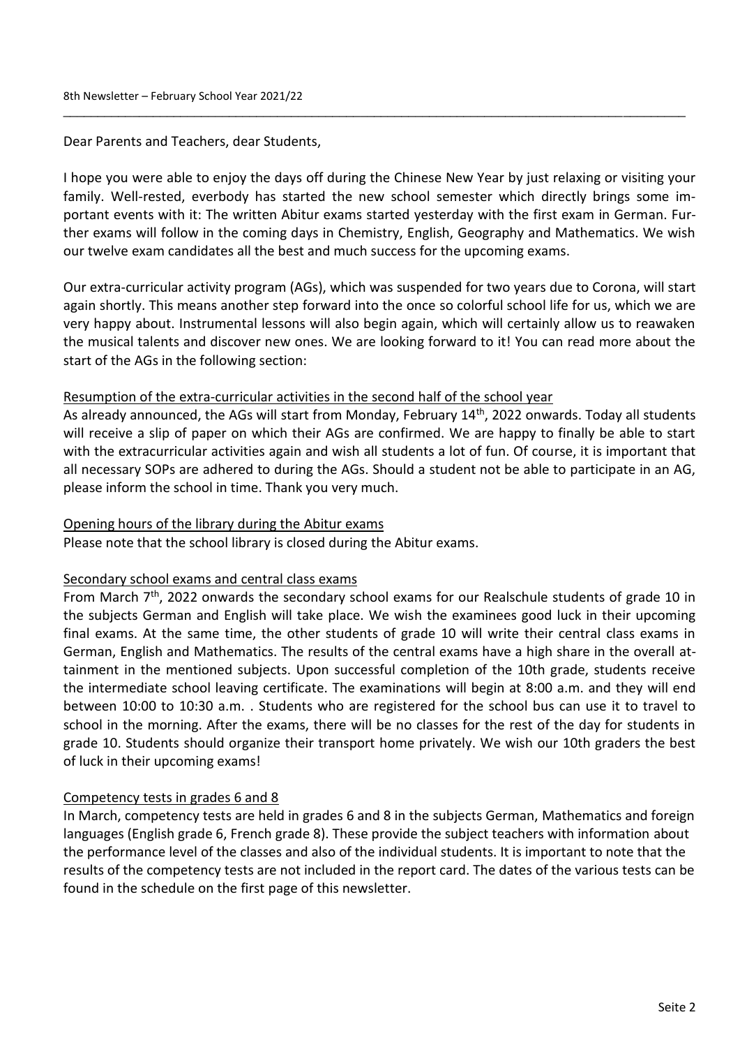Dear Parents and Teachers, dear Students,

I hope you were able to enjoy the days off during the Chinese New Year by just relaxing or visiting your family. Well-rested, everbody has started the new school semester which directly brings some important events with it: The written Abitur exams started yesterday with the first exam in German. Further exams will follow in the coming days in Chemistry, English, Geography and Mathematics. We wish our twelve exam candidates all the best and much success for the upcoming exams.

Our extra-curricular activity program (AGs), which was suspended for two years due to Corona, will start again shortly. This means another step forward into the once so colorful school life for us, which we are very happy about. Instrumental lessons will also begin again, which will certainly allow us to reawaken the musical talents and discover new ones. We are looking forward to it! You can read more about the start of the AGs in the following section:

## Resumption of the extra-curricular activities in the second half of the school year

As already announced, the AGs will start from Monday, February 14th, 2022 onwards. Today all students will receive a slip of paper on which their AGs are confirmed. We are happy to finally be able to start with the extracurricular activities again and wish all students a lot of fun. Of course, it is important that all necessary SOPs are adhered to during the AGs. Should a student not be able to participate in an AG, please inform the school in time. Thank you very much.

## Opening hours of the library during the Abitur exams

Please note that the school library is closed during the Abitur exams.

## Secondary school exams and central class exams

From March 7th, 2022 onwards the secondary school exams for our Realschule students of grade 10 in the subjects German and English will take place. We wish the examinees good luck in their upcoming final exams. At the same time, the other students of grade 10 will write their central class exams in German, English and Mathematics. The results of the central exams have a high share in the overall attainment in the mentioned subjects. Upon successful completion of the 10th grade, students receive the intermediate school leaving certificate. The examinations will begin at 8:00 a.m. and they will end between 10:00 to 10:30 a.m. . Students who are registered for the school bus can use it to travel to school in the morning. After the exams, there will be no classes for the rest of the day for students in grade 10. Students should organize their transport home privately. We wish our 10th graders the best of luck in their upcoming exams!

## Competency tests in grades 6 and 8

In March, competency tests are held in grades 6 and 8 in the subjects German, Mathematics and foreign languages (English grade 6, French grade 8). These provide the subject teachers with information about the performance level of the classes and also of the individual students. It is important to note that the results of the competency tests are not included in the report card. The dates of the various tests can be found in the schedule on the first page of this newsletter.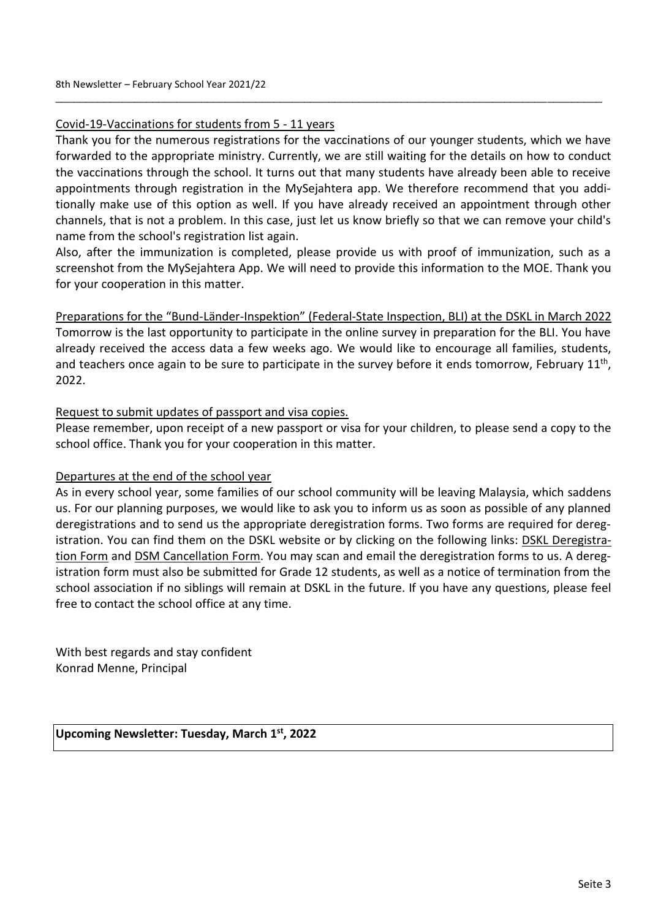## Covid-19-Vaccinations for students from 5 - 11 years

Thank you for the numerous registrations for the vaccinations of our younger students, which we have forwarded to the appropriate ministry. Currently, we are still waiting for the details on how to conduct the vaccinations through the school. It turns out that many students have already been able to receive appointments through registration in the MySejahtera app. We therefore recommend that you additionally make use of this option as well. If you have already received an appointment through other channels, that is not a problem. In this case, just let us know briefly so that we can remove your child's name from the school's registration list again.

Also, after the immunization is completed, please provide us with proof of immunization, such as a screenshot from the MySejahtera App. We will need to provide this information to the MOE. Thank you for your cooperation in this matter.

## Preparations for the "Bund-Länder-Inspektion" (Federal-State Inspection, BLI) at the DSKL in March 2022

Tomorrow is the last opportunity to participate in the online survey in preparation for the BLI. You have already received the access data a few weeks ago. We would like to encourage all families, students, and teachers once again to be sure to participate in the survey before it ends tomorrow, February 11th, 2022.

## Request to submit updates of passport and visa copies.

Please remember, upon receipt of a new passport or visa for your children, to please send a copy to the school office. Thank you for your cooperation in this matter.

## Departures at the end of the school year

As in every school year, some families of our school community will be leaving Malaysia, which saddens us. For our planning purposes, we would like to ask you to inform us as soon as possible of any planned deregistrations and to send us the appropriate deregistration forms. Two forms are required for deregistration. You can find them on the DSKL website or by clicking on the following links: DSKL Deregistration Form and DSM Cancellation Form. You may scan and email the deregistration forms to us. A deregistration form must also be submitted for Grade 12 students, as well as a notice of termination from the school association if no siblings will remain at DSKL in the future. If you have any questions, please feel free to contact the school office at any time.

With best regards and stay confident
Konrad Menne, Principal

**Upcoming Newsletter: Tuesday, March 1st, 2022**